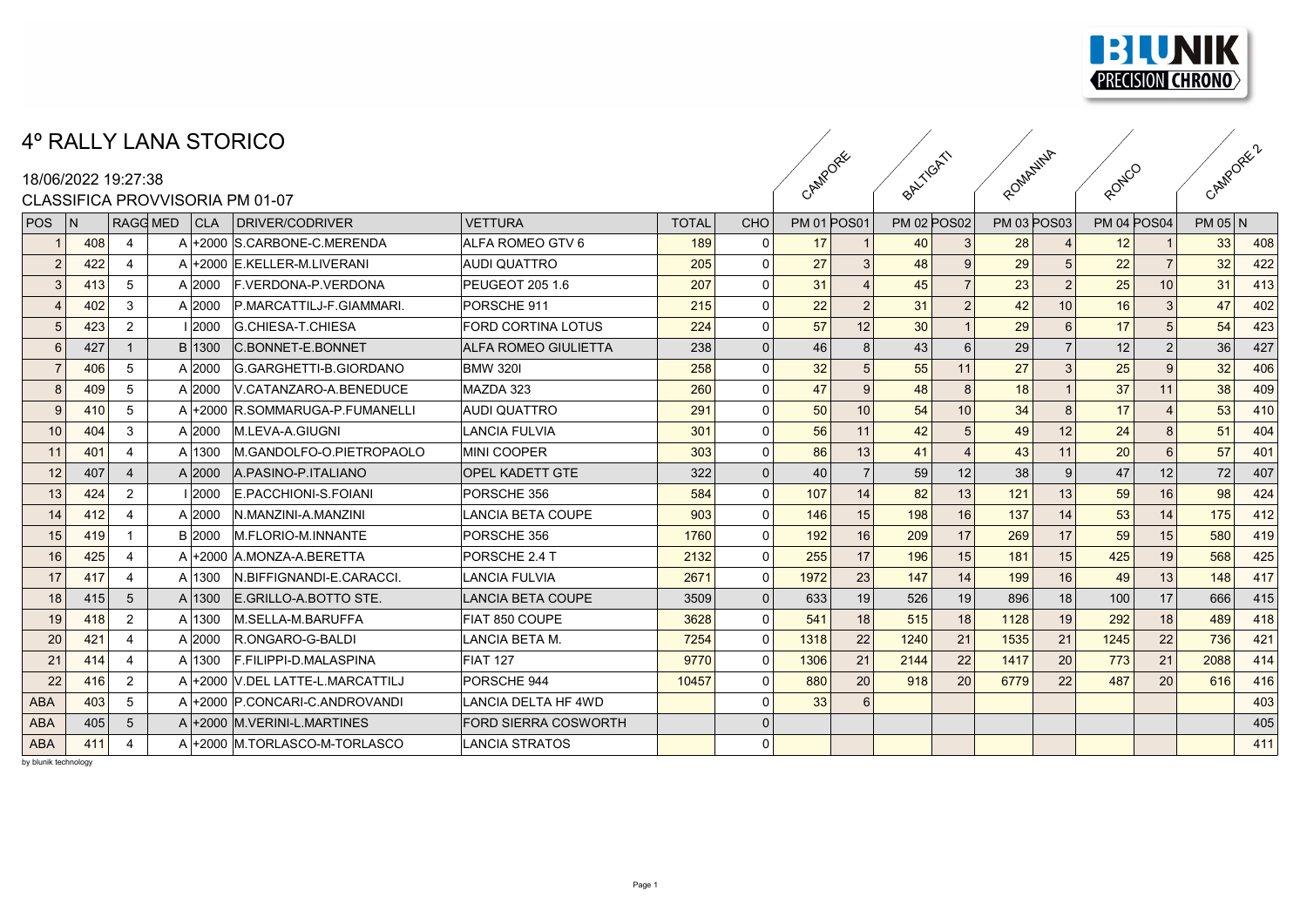# 4º RALLY LANA STORICO

18/06/2022 19:27:38

CLASSIFICA PROVVISORIA PM 01-07

| POS | N | RAGG | MED | CLA | DRIVER/CODRIVER | VETTURA | TOTAL | CHO | PM 01 (CAMPORE) | POS01 | PM 02 (BALTIGATI) | POS02 | PM 03 (ROMANINA) | POS03 | PM 04 (RONCO) | POS04 | PM 05 (CAMPORE 2) | N |
|---|---|---|---|---|---|---|---|---|---|---|---|---|---|---|---|---|---|---|
| 1 | 408 | 4 | A | +2000 | S.CARBONE-C.MERENDA | ALFA ROMEO GTV 6 | 189 | 0 | 17 | 1 | 40 | 3 | 28 | 4 | 12 | 1 | 33 | 408 |
| 2 | 422 | 4 | A | +2000 | E.KELLER-M.LIVERANI | AUDI QUATTRO | 205 | 0 | 27 | 3 | 48 | 9 | 29 | 5 | 22 | 7 | 32 | 422 |
| 3 | 413 | 5 | A | 2000 | F.VERDONA-P.VERDONA | PEUGEOT 205 1.6 | 207 | 0 | 31 | 4 | 45 | 7 | 23 | 2 | 25 | 10 | 31 | 413 |
| 4 | 402 | 3 | A | 2000 | P.MARCATTILJ-F.GIAMMARI. | PORSCHE 911 | 215 | 0 | 22 | 2 | 31 | 2 | 42 | 10 | 16 | 3 | 47 | 402 |
| 5 | 423 | 2 | I | 2000 | G.CHIESA-T.CHIESA | FORD CORTINA LOTUS | 224 | 0 | 57 | 12 | 30 | 1 | 29 | 6 | 17 | 5 | 54 | 423 |
| 6 | 427 | 1 | B | 1300 | C.BONNET-E.BONNET | ALFA ROMEO GIULIETTA | 238 | 0 | 46 | 8 | 43 | 6 | 29 | 7 | 12 | 2 | 36 | 427 |
| 7 | 406 | 5 | A | 2000 | G.GARGHETTI-B.GIORDANO | BMW 320I | 258 | 0 | 32 | 5 | 55 | 11 | 27 | 3 | 25 | 9 | 32 | 406 |
| 8 | 409 | 5 | A | 2000 | V.CATANZARO-A.BENEDUCE | MAZDA 323 | 260 | 0 | 47 | 9 | 48 | 8 | 18 | 1 | 37 | 11 | 38 | 409 |
| 9 | 410 | 5 | A | +2000 | R.SOMMARUGA-P.FUMANELLI | AUDI QUATTRO | 291 | 0 | 50 | 10 | 54 | 10 | 34 | 8 | 17 | 4 | 53 | 410 |
| 10 | 404 | 3 | A | 2000 | M.LEVA-A.GIUGNI | LANCIA FULVIA | 301 | 0 | 56 | 11 | 42 | 5 | 49 | 12 | 24 | 8 | 51 | 404 |
| 11 | 401 | 4 | A | 1300 | M.GANDOLFO-O.PIETROPAOLO | MINI COOPER | 303 | 0 | 86 | 13 | 41 | 4 | 43 | 11 | 20 | 6 | 57 | 401 |
| 12 | 407 | 4 | A | 2000 | A.PASINO-P.ITALIANO | OPEL KADETT GTE | 322 | 0 | 40 | 7 | 59 | 12 | 38 | 9 | 47 | 12 | 72 | 407 |
| 13 | 424 | 2 | I | 2000 | E.PACCHIONI-S.FOIANI | PORSCHE 356 | 584 | 0 | 107 | 14 | 82 | 13 | 121 | 13 | 59 | 16 | 98 | 424 |
| 14 | 412 | 4 | A | 2000 | N.MANZINI-A.MANZINI | LANCIA BETA COUPE | 903 | 0 | 146 | 15 | 198 | 16 | 137 | 14 | 53 | 14 | 175 | 412 |
| 15 | 419 | 1 | B | 2000 | M.FLORIO-M.INNANTE | PORSCHE 356 | 1760 | 0 | 192 | 16 | 209 | 17 | 269 | 17 | 59 | 15 | 580 | 419 |
| 16 | 425 | 4 | A | +2000 | A.MONZA-A.BERETTA | PORSCHE 2.4 T | 2132 | 0 | 255 | 17 | 196 | 15 | 181 | 15 | 425 | 19 | 568 | 425 |
| 17 | 417 | 4 | A | 1300 | N.BIFFIGNANDI-E.CARACCI. | LANCIA FULVIA | 2671 | 0 | 1972 | 23 | 147 | 14 | 199 | 16 | 49 | 13 | 148 | 417 |
| 18 | 415 | 5 | A | 1300 | E.GRILLO-A.BOTTO STE. | LANCIA BETA COUPE | 3509 | 0 | 633 | 19 | 526 | 19 | 896 | 18 | 100 | 17 | 666 | 415 |
| 19 | 418 | 2 | A | 1300 | M.SELLA-M.BARUFFA | FIAT 850 COUPE | 3628 | 0 | 541 | 18 | 515 | 18 | 1128 | 19 | 292 | 18 | 489 | 418 |
| 20 | 421 | 4 | A | 2000 | R.ONGARO-G.BALDI | LANCIA BETA M. | 7254 | 0 | 1318 | 22 | 1240 | 21 | 1535 | 21 | 1245 | 22 | 736 | 421 |
| 21 | 414 | 4 | A | 1300 | F.FILIPPI-D.MALASPINA | FIAT 127 | 9770 | 0 | 1306 | 21 | 2144 | 22 | 1417 | 20 | 773 | 21 | 2088 | 414 |
| 22 | 416 | 2 | A | +2000 | V.DEL LATTE-L.MARCATTILJ | PORSCHE 944 | 10457 | 0 | 880 | 20 | 918 | 20 | 6779 | 22 | 487 | 20 | 616 | 416 |
| ABA | 403 | 5 | A | +2000 | P.CONCARI-C.ANDROVANDI | LANCIA DELTA HF 4WD | | 0 | 33 | 6 | | | | | | | | 403 |
| ABA | 405 | 5 | A | +2000 | M.VERINI-L.MARTINES | FORD SIERRA COSWORTH | | 0 | | | | | | | | | | 405 |
| ABA | 411 | 4 | A | +2000 | M.TORLASCO-M-TORLASCO | LANCIA STRATOS | | 0 | | | | | | | | | | 411 |

by blunik technology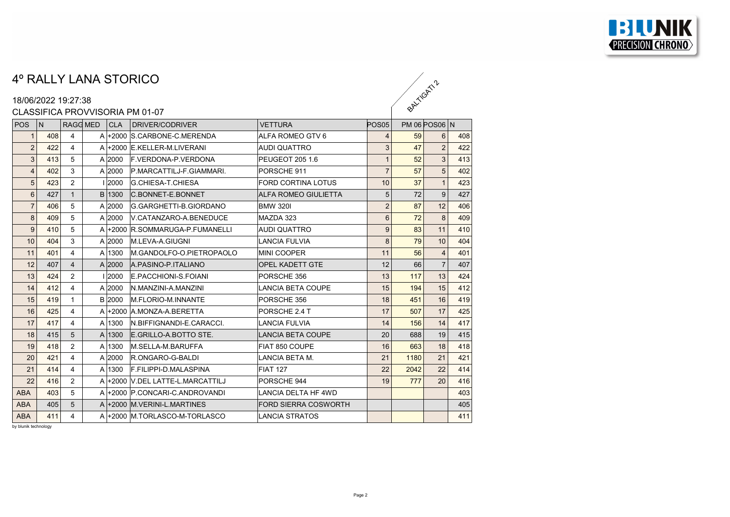# 4º RALLY LANA STORICO

18/06/2022 19:27:38

CLASSIFICA PROVVISORIA PM 01-07

BALTIGATI 2

| POS | N | RAGG | MED | CLA | DRIVER/CODRIVER | VETTURA | POS05 | PM 06 | POS06 | N |
|---|---|---|---|---|---|---|---|---|---|---|
| 1 | 408 | 4 | A | +2000 | S.CARBONE-C.MERENDA | ALFA ROMEO GTV 6 | 4 | 59 | 6 | 408 |
| 2 | 422 | 4 | A | +2000 | E.KELLER-M.LIVERANI | AUDI QUATTRO | 3 | 47 | 2 | 422 |
| 3 | 413 | 5 | A | 2000 | F.VERDONA-P.VERDONA | PEUGEOT 205 1.6 | 1 | 52 | 3 | 413 |
| 4 | 402 | 3 | A | 2000 | P.MARCATTILJ-F.GIAMMARI. | PORSCHE 911 | 7 | 57 | 5 | 402 |
| 5 | 423 | 2 | I | 2000 | G.CHIESA-T.CHIESA | FORD CORTINA LOTUS | 10 | 37 | 1 | 423 |
| 6 | 427 | 1 | B | 1300 | C.BONNET-E.BONNET | ALFA ROMEO GIULIETTA | 5 | 72 | 9 | 427 |
| 7 | 406 | 5 | A | 2000 | G.GARGHETTI-B.GIORDANO | BMW 320I | 2 | 87 | 12 | 406 |
| 8 | 409 | 5 | A | 2000 | V.CATANZARO-A.BENEDUCE | MAZDA 323 | 6 | 72 | 8 | 409 |
| 9 | 410 | 5 | A | +2000 | R.SOMMARUGA-P.FUMANELLI | AUDI QUATTRO | 9 | 83 | 11 | 410 |
| 10 | 404 | 3 | A | 2000 | M.LEVA-A.GIUGNI | LANCIA FULVIA | 8 | 79 | 10 | 404 |
| 11 | 401 | 4 | A | 1300 | M.GANDOLFO-O.PIETROPAOLO | MINI COOPER | 11 | 56 | 4 | 401 |
| 12 | 407 | 4 | A | 2000 | A.PASINO-P.ITALIANO | OPEL KADETT GTE | 12 | 66 | 7 | 407 |
| 13 | 424 | 2 | I | 2000 | E.PACCHIONI-S.FOIANI | PORSCHE 356 | 13 | 117 | 13 | 424 |
| 14 | 412 | 4 | A | 2000 | N.MANZINI-A.MANZINI | LANCIA BETA COUPE | 15 | 194 | 15 | 412 |
| 15 | 419 | 1 | B | 2000 | M.FLORIO-M.INNANTE | PORSCHE 356 | 18 | 451 | 16 | 419 |
| 16 | 425 | 4 | A | +2000 | A.MONZA-A.BERETTA | PORSCHE 2.4 T | 17 | 507 | 17 | 425 |
| 17 | 417 | 4 | A | 1300 | N.BIFFIGNANDI-E.CARACCI. | LANCIA FULVIA | 14 | 156 | 14 | 417 |
| 18 | 415 | 5 | A | 1300 | E.GRILLO-A.BOTTO STE. | LANCIA BETA COUPE | 20 | 688 | 19 | 415 |
| 19 | 418 | 2 | A | 1300 | M.SELLA-M.BARUFFA | FIAT 850 COUPE | 16 | 663 | 18 | 418 |
| 20 | 421 | 4 | A | 2000 | R.ONGARO-G-BALDI | LANCIA BETA M. | 21 | 1180 | 21 | 421 |
| 21 | 414 | 4 | A | 1300 | F.FILIPPI-D.MALASPINA | FIAT 127 | 22 | 2042 | 22 | 414 |
| 22 | 416 | 2 | A | +2000 | V.DEL LATTE-L.MARCATTILJ | PORSCHE 944 | 19 | 777 | 20 | 416 |
| ABA | 403 | 5 | A | +2000 | P.CONCARI-C.ANDROVANDI | LANCIA DELTA HF 4WD | | | | 403 |
| ABA | 405 | 5 | A | +2000 | M.VERINI-L.MARTINES | FORD SIERRA COSWORTH | | | | 405 |
| ABA | 411 | 4 | A | +2000 | M.TORLASCO-M-TORLASCO | LANCIA STRATOS | | | | 411 |

by blunik technology